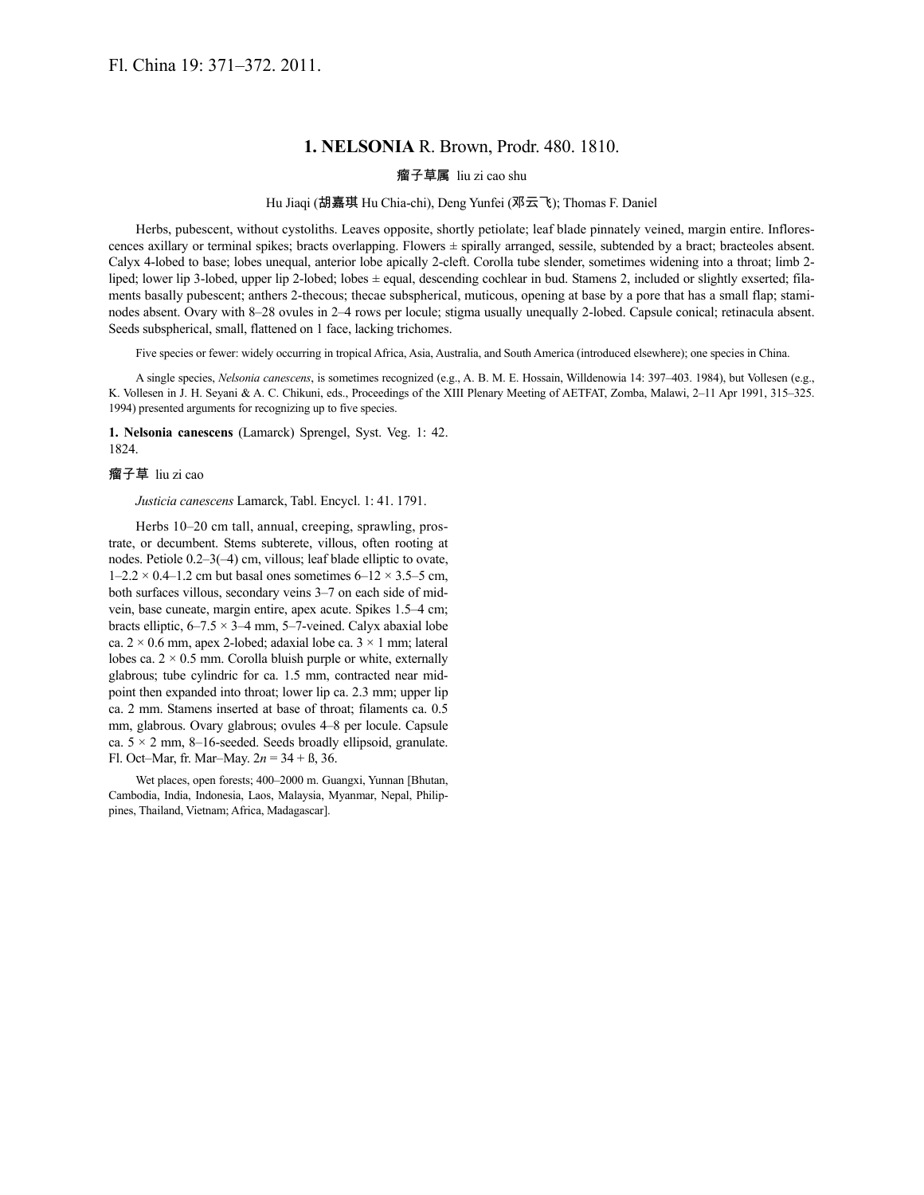Fl. China 19: 371–372. 2011.

## 1. NELSONIA R. Brown, Prodr. 480. 1810.

瘤子草属 liu zi cao shu

Hu Jiaqi (胡嘉琪 Hu Chia-chi), Deng Yunfei (邓云飞); Thomas F. Daniel

Herbs, pubescent, without cystoliths. Leaves opposite, shortly petiolate; leaf blade pinnately veined, margin entire. Inflorescences axillary or terminal spikes; bracts overlapping. Flowers ± spirally arranged, sessile, subtended by a bract; bracteoles absent. Calyx 4-lobed to base; lobes unequal, anterior lobe apically 2-cleft. Corolla tube slender, sometimes widening into a throat; limb 2-liped; lower lip 3-lobed, upper lip 2-lobed; lobes ± equal, descending cochlear in bud. Stamens 2, included or slightly exserted; filaments basally pubescent; anthers 2-thecous; thecae subspherical, muticous, opening at base by a pore that has a small flap; staminodes absent. Ovary with 8–28 ovules in 2–4 rows per locule; stigma usually unequally 2-lobed. Capsule conical; retinacula absent. Seeds subspherical, small, flattened on 1 face, lacking trichomes.

Five species or fewer: widely occurring in tropical Africa, Asia, Australia, and South America (introduced elsewhere); one species in China.

A single species, *Nelsonia canescens*, is sometimes recognized (e.g., A. B. M. E. Hossain, Willdenowia 14: 397–403. 1984), but Vollesen (e.g., K. Vollesen in J. H. Seyani & A. C. Chikuni, eds., Proceedings of the XIII Plenary Meeting of AETFAT, Zomba, Malawi, 2–11 Apr 1991, 315–325. 1994) presented arguments for recognizing up to five species.

**1. Nelsonia canescens** (Lamarck) Sprengel, Syst. Veg. 1: 42. 1824.

瘤子草 liu zi cao

*Justicia canescens* Lamarck, Tabl. Encycl. 1: 41. 1791.

Herbs 10–20 cm tall, annual, creeping, sprawling, prostrate, or decumbent. Stems subterete, villous, often rooting at nodes. Petiole 0.2–3(–4) cm, villous; leaf blade elliptic to ovate, 1–2.2 × 0.4–1.2 cm but basal ones sometimes 6–12 × 3.5–5 cm, both surfaces villous, secondary veins 3–7 on each side of midvein, base cuneate, margin entire, apex acute. Spikes 1.5–4 cm; bracts elliptic, 6–7.5 × 3–4 mm, 5–7-veined. Calyx abaxial lobe ca. 2 × 0.6 mm, apex 2-lobed; adaxial lobe ca. 3 × 1 mm; lateral lobes ca. 2 × 0.5 mm. Corolla bluish purple or white, externally glabrous; tube cylindric for ca. 1.5 mm, contracted near midpoint then expanded into throat; lower lip ca. 2.3 mm; upper lip ca. 2 mm. Stamens inserted at base of throat; filaments ca. 0.5 mm, glabrous. Ovary glabrous; ovules 4–8 per locule. Capsule ca. 5 × 2 mm, 8–16-seeded. Seeds broadly ellipsoid, granulate. Fl. Oct–Mar, fr. Mar–May. $2n = 34 + ß, 36$.

Wet places, open forests; 400–2000 m. Guangxi, Yunnan [Bhutan, Cambodia, India, Indonesia, Laos, Malaysia, Myanmar, Nepal, Philippines, Thailand, Vietnam; Africa, Madagascar].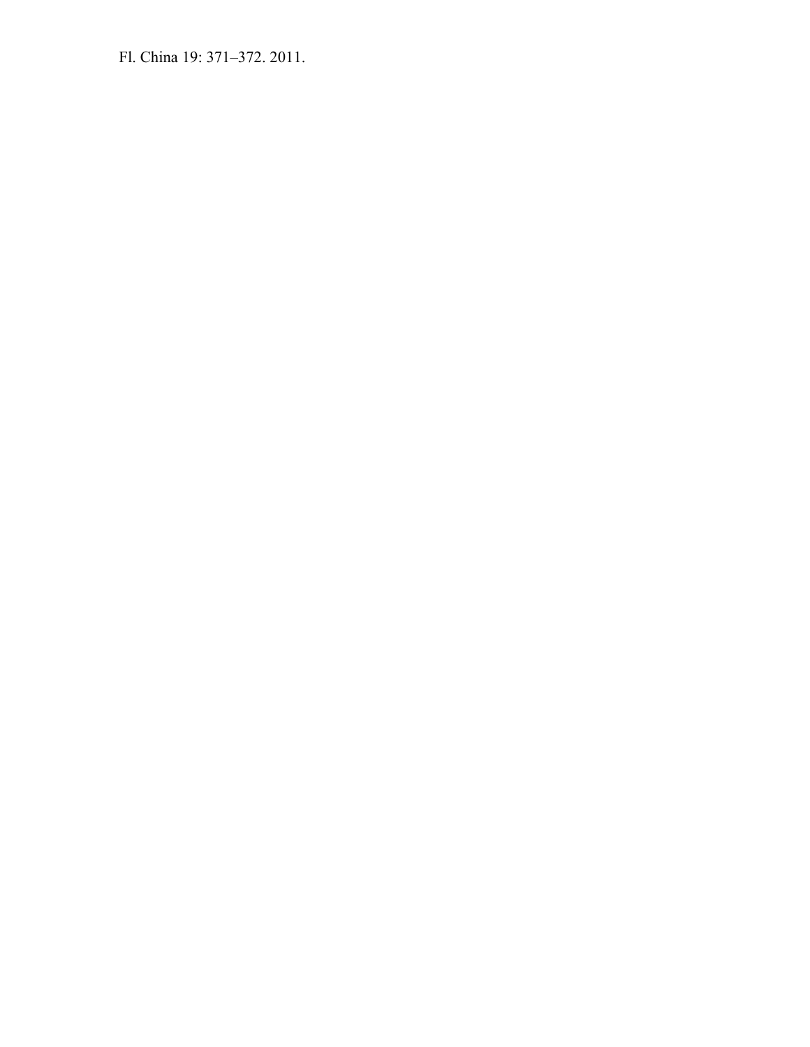Fl. China 19: 371–372. 2011.